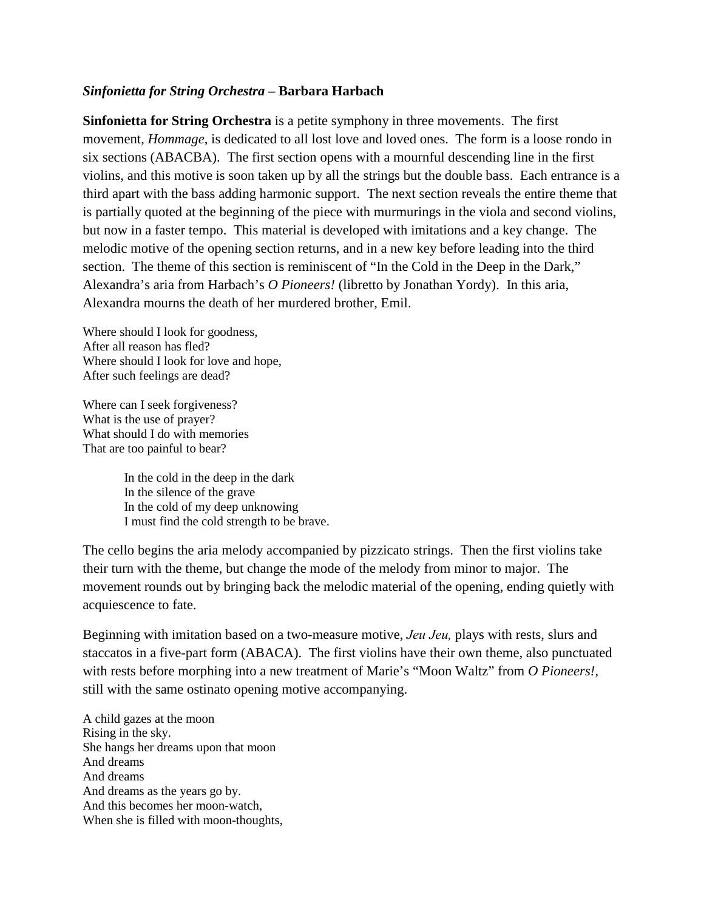***Sinfonietta for String Orchestra* – Barbara Harbach**

**Sinfonietta for String Orchestra** is a petite symphony in three movements. The first movement, *Hommage*, is dedicated to all lost love and loved ones. The form is a loose rondo in six sections (ABACBA). The first section opens with a mournful descending line in the first violins, and this motive is soon taken up by all the strings but the double bass. Each entrance is a third apart with the bass adding harmonic support. The next section reveals the entire theme that is partially quoted at the beginning of the piece with murmurings in the viola and second violins, but now in a faster tempo. This material is developed with imitations and a key change. The melodic motive of the opening section returns, and in a new key before leading into the third section. The theme of this section is reminiscent of "In the Cold in the Deep in the Dark," Alexandra's aria from Harbach's *O Pioneers!* (libretto by Jonathan Yordy). In this aria, Alexandra mourns the death of her murdered brother, Emil.

Where should I look for goodness,  
After all reason has fled?  
Where should I look for love and hope,  
After such feelings are dead?

Where can I seek forgiveness?  
What is the use of prayer?  
What should I do with memories  
That are too painful to bear?

> In the cold in the deep in the dark  
> In the silence of the grave  
> In the cold of my deep unknowing  
> I must find the cold strength to be brave.

The cello begins the aria melody accompanied by pizzicato strings. Then the first violins take their turn with the theme, but change the mode of the melody from minor to major. The movement rounds out by bringing back the melodic material of the opening, ending quietly with acquiescence to fate.

Beginning with imitation based on a two-measure motive, *Jeu Jeu,* plays with rests, slurs and staccatos in a five-part form (ABACA). The first violins have their own theme, also punctuated with rests before morphing into a new treatment of Marie's "Moon Waltz" from *O Pioneers!*, still with the same ostinato opening motive accompanying.

A child gazes at the moon  
Rising in the sky.  
She hangs her dreams upon that moon  
And dreams  
And dreams  
And dreams as the years go by.  
And this becomes her moon-watch,  
When she is filled with moon-thoughts,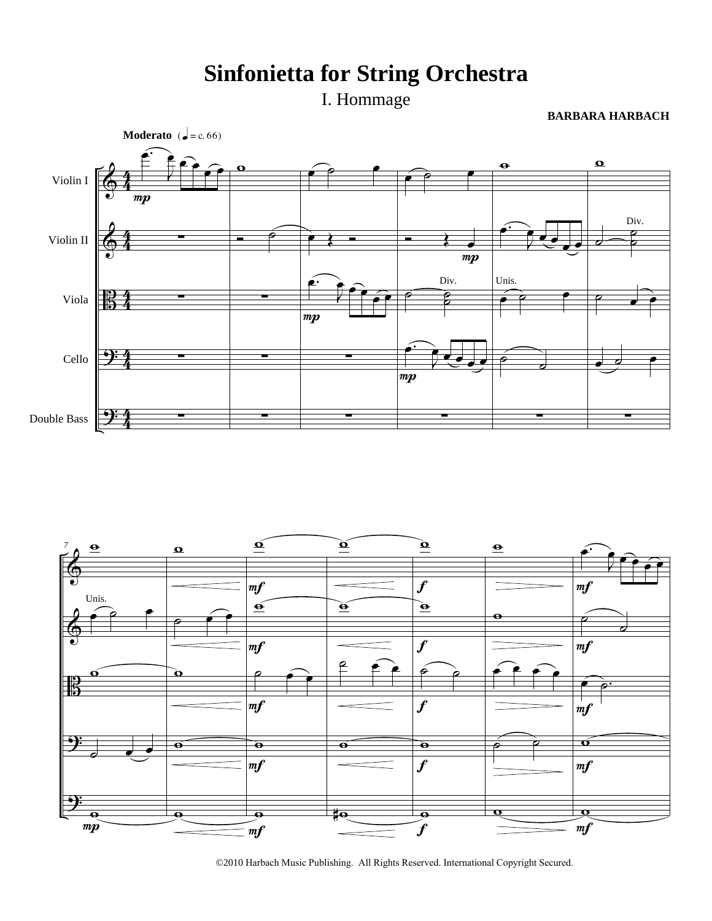# Sinfonietta for String Orchestra

## I. Hommage

**BARBARA HARBACH**

**Moderato** (♩ = c. 66)

Violin I

Violin II

Viola

Cello

Double Bass

©2010 Harbach Music Publishing. All Rights Reserved. International Copyright Secured.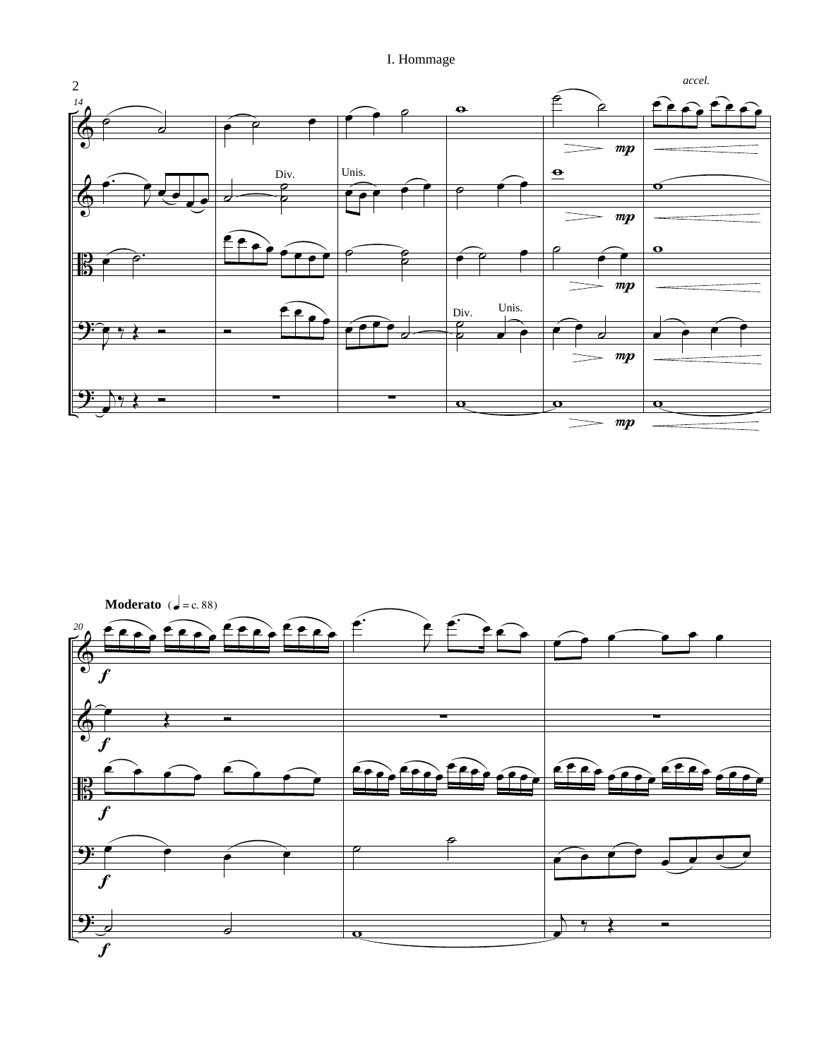# I. Hommage

*accel.*

Div.

Unis.

Div.

Unis.

**Moderato** (♩ = c. 88)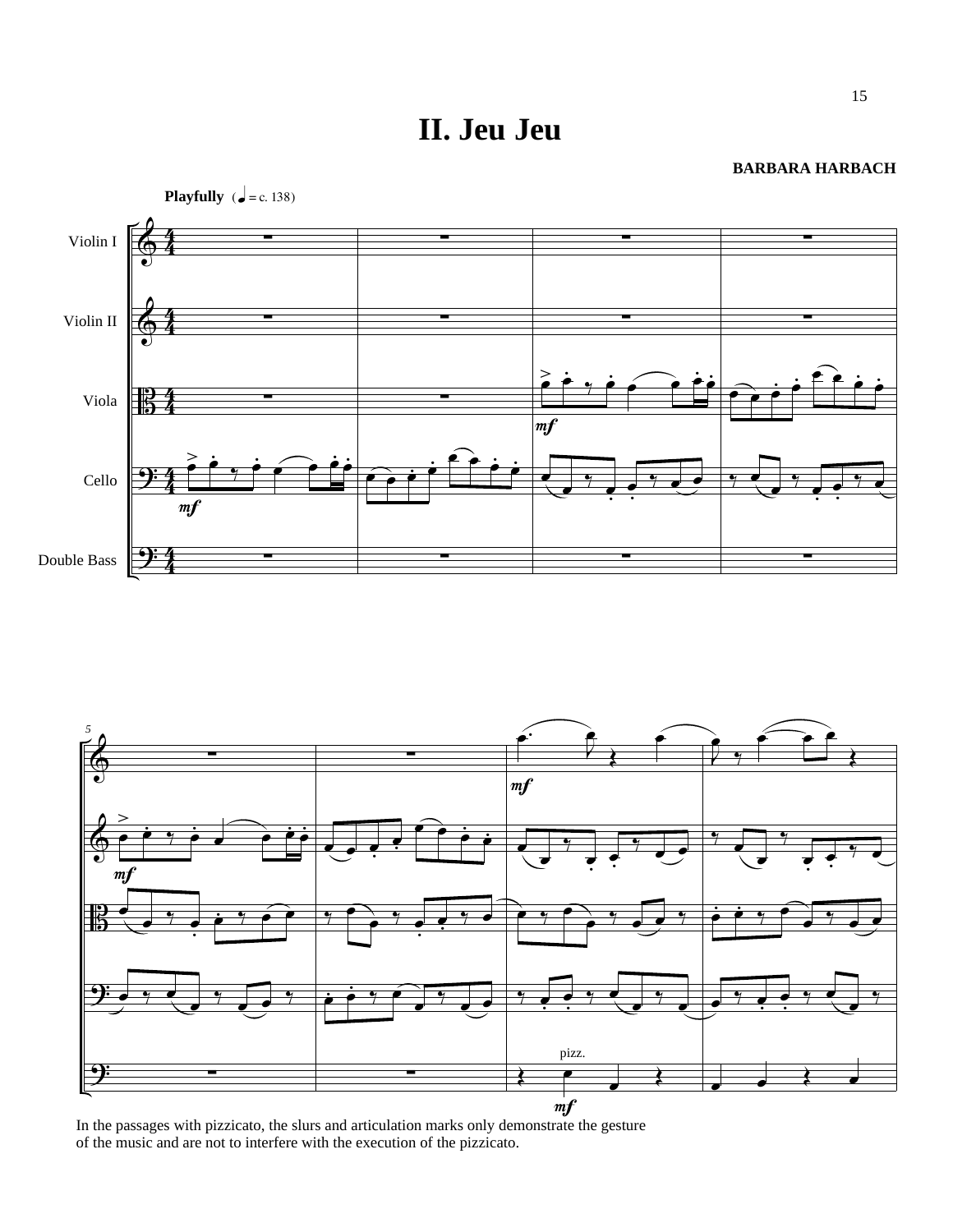# II. Jeu Jeu

**BARBARA HARBACH**

In the passages with pizzicato, the slurs and articulation marks only demonstrate the gesture of the music and are not to interfere with the execution of the pizzicato.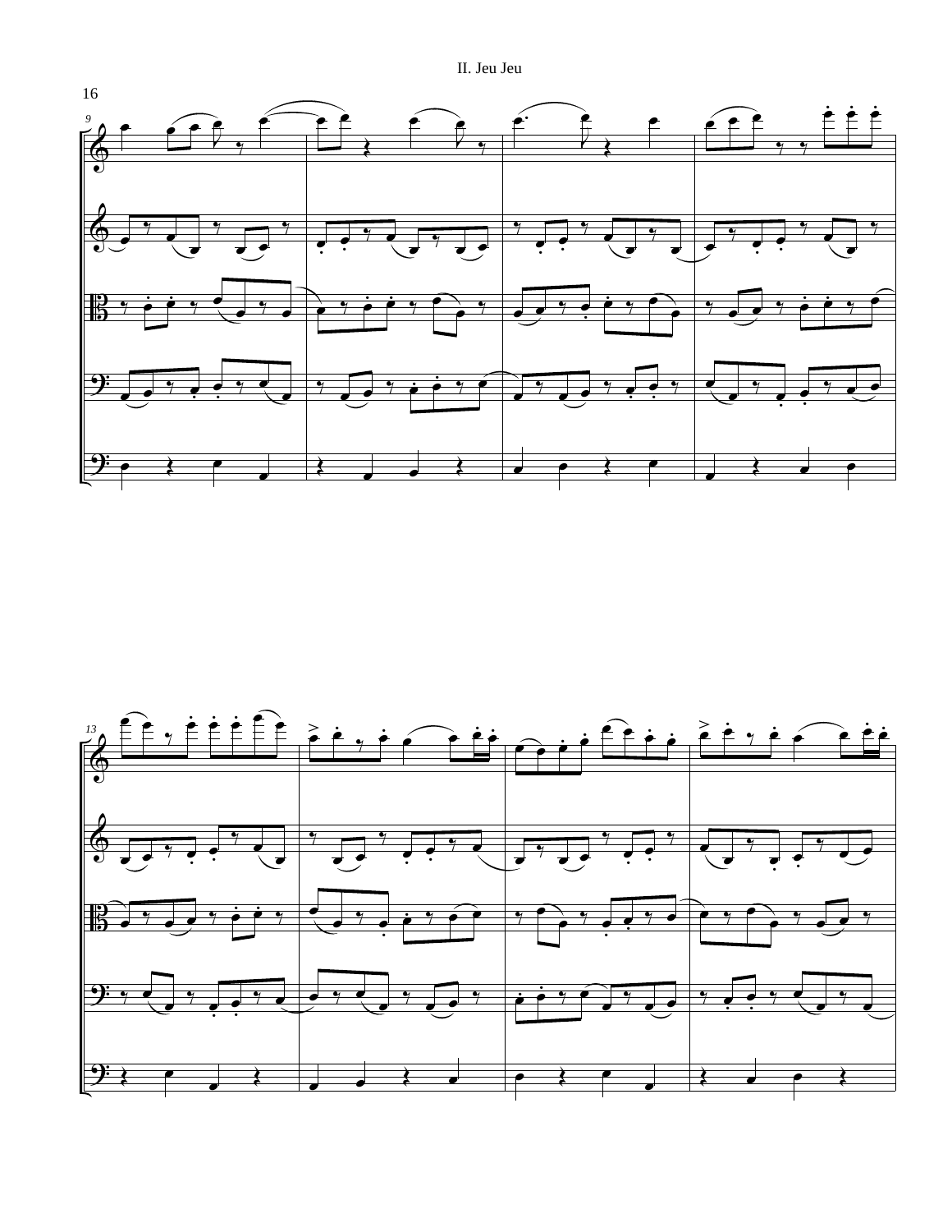II. Jeu Jeu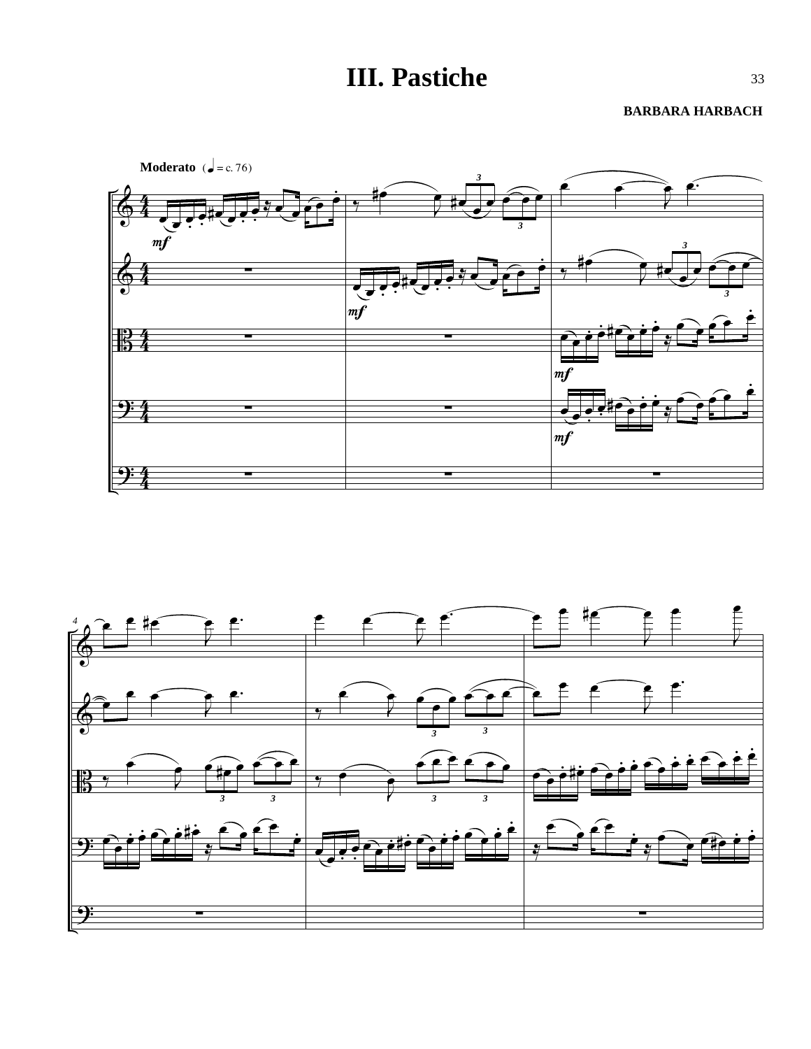# III. Pastiche

**BARBARA HARBACH**

**Moderato** (♩ = c. 76)